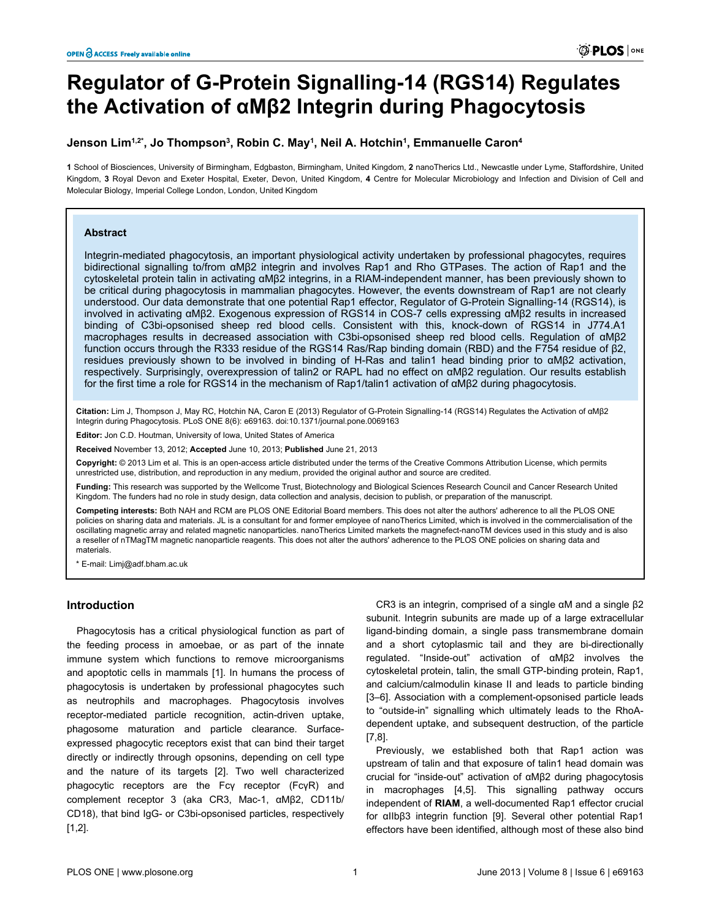# Regulator of G-Protein Signalling-14 (RGS14) Regulates the Activation of αMβ2 Integrin during Phagocytosis

**Jenson Lim[1,2*], Jo Thompson[3], Robin C. May[1], Neil A. Hotchin[1], Emmanuelle Caron[4]**

**1** School of Biosciences, University of Birmingham, Edgbaston, Birmingham, United Kingdom, **2** nanoTherics Ltd., Newcastle under Lyme, Staffordshire, United Kingdom, **3** Royal Devon and Exeter Hospital, Exeter, Devon, United Kingdom, **4** Centre for Molecular Microbiology and Infection and Division of Cell and Molecular Biology, Imperial College London, London, United Kingdom

## Abstract

Integrin-mediated phagocytosis, an important physiological activity undertaken by professional phagocytes, requires bidirectional signalling to/from αMβ2 integrin and involves Rap1 and Rho GTPases. The action of Rap1 and the cytoskeletal protein talin in activating αMβ2 integrins, in a RIAM-independent manner, has been previously shown to be critical during phagocytosis in mammalian phagocytes. However, the events downstream of Rap1 are not clearly understood. Our data demonstrate that one potential Rap1 effector, Regulator of G-Protein Signalling-14 (RGS14), is involved in activating αMβ2. Exogenous expression of RGS14 in COS-7 cells expressing αMβ2 results in increased binding of C3bi-opsonised sheep red blood cells. Consistent with this, knock-down of RGS14 in J774.A1 macrophages results in decreased association with C3bi-opsonised sheep red blood cells. Regulation of αMβ2 function occurs through the R333 residue of the RGS14 Ras/Rap binding domain (RBD) and the F754 residue of β2, residues previously shown to be involved in binding of H-Ras and talin1 head binding prior to αMβ2 activation, respectively. Surprisingly, overexpression of talin2 or RAPL had no effect on αMβ2 regulation. Our results establish for the first time a role for RGS14 in the mechanism of Rap1/talin1 activation of αMβ2 during phagocytosis.

**Citation:** Lim J, Thompson J, May RC, Hotchin NA, Caron E (2013) Regulator of G-Protein Signalling-14 (RGS14) Regulates the Activation of αMβ2 Integrin during Phagocytosis. PLoS ONE 8(6): e69163. doi:10.1371/journal.pone.0069163

**Editor:** Jon C.D. Houtman, University of Iowa, United States of America

**Received** November 13, 2012; **Accepted** June 10, 2013; **Published** June 21, 2013

**Copyright:** © 2013 Lim et al. This is an open-access article distributed under the terms of the Creative Commons Attribution License, which permits unrestricted use, distribution, and reproduction in any medium, provided the original author and source are credited.

**Funding:** This research was supported by the Wellcome Trust, Biotechnology and Biological Sciences Research Council and Cancer Research United Kingdom. The funders had no role in study design, data collection and analysis, decision to publish, or preparation of the manuscript.

**Competing interests:** Both NAH and RCM are PLOS ONE Editorial Board members. This does not alter the authors' adherence to all the PLOS ONE policies on sharing data and materials. JL is a consultant for and former employee of nanoTherics Limited, which is involved in the commercialisation of the oscillating magnetic array and related magnetic nanoparticles. nanoTherics Limited markets the magnefect-nanoTM devices used in this study and is also a reseller of nTMagTM magnetic nanoparticle reagents. This does not alter the authors' adherence to the PLOS ONE policies on sharing data and materials.

\* E-mail: Limj@adf.bham.ac.uk

## Introduction

Phagocytosis has a critical physiological function as part of the feeding process in amoebae, or as part of the innate immune system which functions to remove microorganisms and apoptotic cells in mammals [1]. In humans the process of phagocytosis is undertaken by professional phagocytes such as neutrophils and macrophages. Phagocytosis involves receptor-mediated particle recognition, actin-driven uptake, phagosome maturation and particle clearance. Surface-expressed phagocytic receptors exist that can bind their target directly or indirectly through opsonins, depending on cell type and the nature of its targets [2]. Two well characterized phagocytic receptors are the Fcγ receptor (FcγR) and complement receptor 3 (aka CR3, Mac-1, αMβ2, CD11b/CD18), that bind IgG- or C3bi-opsonised particles, respectively [1,2].

CR3 is an integrin, comprised of a single αM and a single β2 subunit. Integrin subunits are made up of a large extracellular ligand-binding domain, a single pass transmembrane domain and a short cytoplasmic tail and they are bi-directionally regulated. "Inside-out" activation of αMβ2 involves the cytoskeletal protein, talin, the small GTP-binding protein, Rap1, and calcium/calmodulin kinase II and leads to particle binding [3–6]. Association with a complement-opsonised particle leads to "outside-in" signalling which ultimately leads to the RhoA-dependent uptake, and subsequent destruction, of the particle [7,8].

Previously, we established both that Rap1 action was upstream of talin and that exposure of talin1 head domain was crucial for "inside-out" activation of αMβ2 during phagocytosis in macrophages [4,5]. This signalling pathway occurs independent of **RIAM**, a well-documented Rap1 effector crucial for αIIbβ3 integrin function [9]. Several other potential Rap1 effectors have been identified, although most of these also bind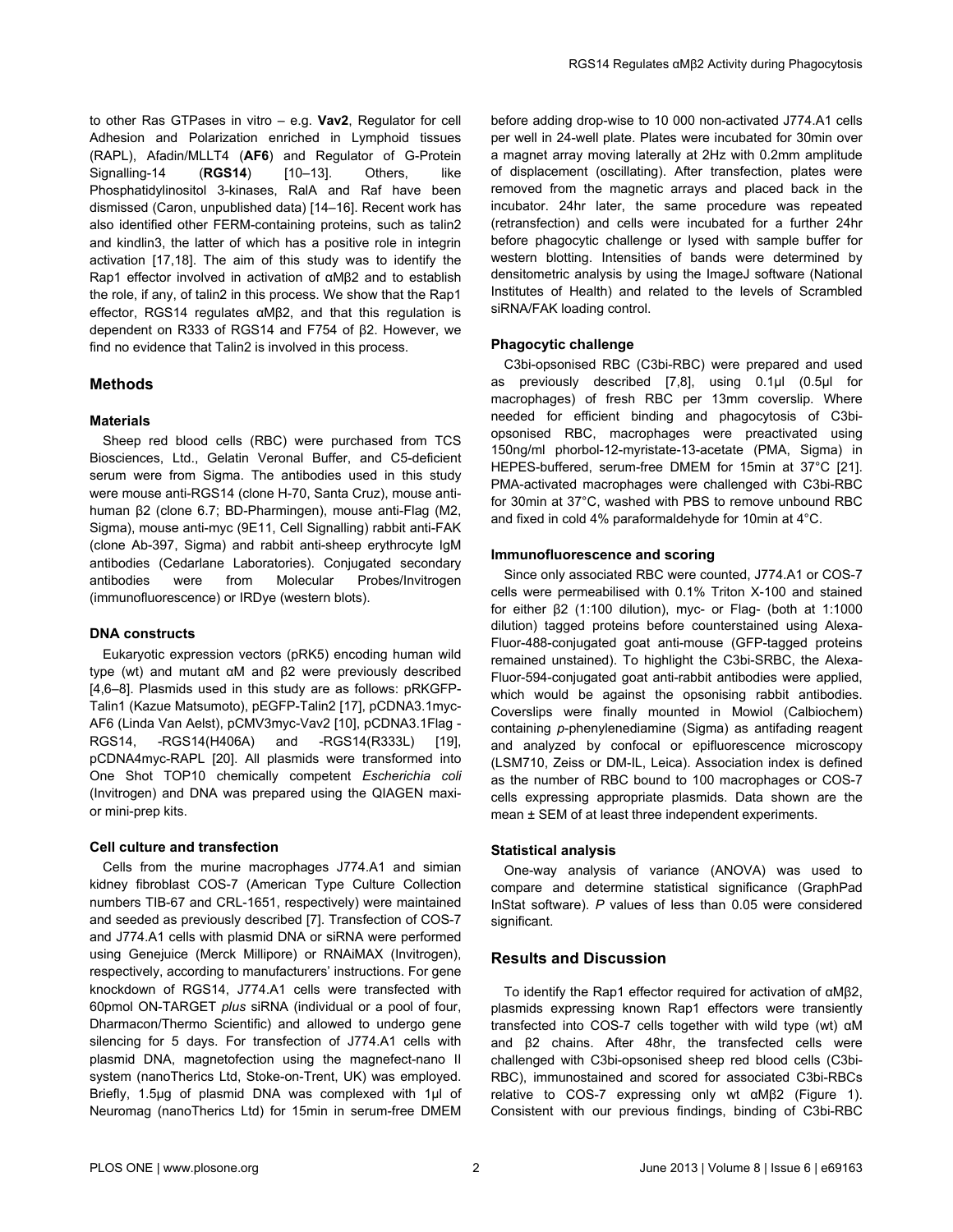to other Ras GTPases in vitro – e.g. **Vav2**, Regulator for cell Adhesion and Polarization enriched in Lymphoid tissues (RAPL), Afadin/MLLT4 (**AF6**) and Regulator of G-Protein Signalling-14 (**RGS14**) [10–13]. Others, like Phosphatidylinositol 3-kinases, RalA and Raf have been dismissed (Caron, unpublished data) [14–16]. Recent work has also identified other FERM-containing proteins, such as talin2 and kindlin3, the latter of which has a positive role in integrin activation [17,18]. The aim of this study was to identify the Rap1 effector involved in activation of αMβ2 and to establish the role, if any, of talin2 in this process. We show that the Rap1 effector, RGS14 regulates αMβ2, and that this regulation is dependent on R333 of RGS14 and F754 of β2. However, we find no evidence that Talin2 is involved in this process.

## Methods

### Materials

Sheep red blood cells (RBC) were purchased from TCS Biosciences, Ltd., Gelatin Veronal Buffer, and C5-deficient serum were from Sigma. The antibodies used in this study were mouse anti-RGS14 (clone H-70, Santa Cruz), mouse anti-human β2 (clone 6.7; BD-Pharmingen), mouse anti-Flag (M2, Sigma), mouse anti-myc (9E11, Cell Signalling) rabbit anti-FAK (clone Ab-397, Sigma) and rabbit anti-sheep erythrocyte IgM antibodies (Cedarlane Laboratories). Conjugated secondary antibodies were from Molecular Probes/Invitrogen (immunofluorescence) or IRDye (western blots).

### DNA constructs

Eukaryotic expression vectors (pRK5) encoding human wild type (wt) and mutant αM and β2 were previously described [4,6–8]. Plasmids used in this study are as follows: pRKGFP-Talin1 (Kazue Matsumoto), pEGFP-Talin2 [17], pCDNA3.1myc-AF6 (Linda Van Aelst), pCMV3myc-Vav2 [10], pCDNA3.1Flag - RGS14, -RGS14(H406A) and -RGS14(R333L) [19], pCDNA4myc-RAPL [20]. All plasmids were transformed into One Shot TOP10 chemically competent *Escherichia coli* (Invitrogen) and DNA was prepared using the QIAGEN maxi- or mini-prep kits.

### Cell culture and transfection

Cells from the murine macrophages J774.A1 and simian kidney fibroblast COS-7 (American Type Culture Collection numbers TIB-67 and CRL-1651, respectively) were maintained and seeded as previously described [7]. Transfection of COS-7 and J774.A1 cells with plasmid DNA or siRNA were performed using Genejuice (Merck Millipore) or RNAiMAX (Invitrogen), respectively, according to manufacturers' instructions. For gene knockdown of RGS14, J774.A1 cells were transfected with 60pmol ON-TARGET *plus* siRNA (individual or a pool of four, Dharmacon/Thermo Scientific) and allowed to undergo gene silencing for 5 days. For transfection of J774.A1 cells with plasmid DNA, magnetofection using the magnefect-nano II system (nanoTherics Ltd, Stoke-on-Trent, UK) was employed. Briefly, 1.5µg of plasmid DNA was complexed with 1µl of Neuromag (nanoTherics Ltd) for 15min in serum-free DMEM before adding drop-wise to 10 000 non-activated J774.A1 cells per well in 24-well plate. Plates were incubated for 30min over a magnet array moving laterally at 2Hz with 0.2mm amplitude of displacement (oscillating). After transfection, plates were removed from the magnetic arrays and placed back in the incubator. 24hr later, the same procedure was repeated (retransfection) and cells were incubated for a further 24hr before phagocytic challenge or lysed with sample buffer for western blotting. Intensities of bands were determined by densitometric analysis by using the ImageJ software (National Institutes of Health) and related to the levels of Scrambled siRNA/FAK loading control.

### Phagocytic challenge

C3bi-opsonised RBC (C3bi-RBC) were prepared and used as previously described [7,8], using 0.1µl (0.5µl for macrophages) of fresh RBC per 13mm coverslip. Where needed for efficient binding and phagocytosis of C3bi-opsonised RBC, macrophages were preactivated using 150ng/ml phorbol-12-myristate-13-acetate (PMA, Sigma) in HEPES-buffered, serum-free DMEM for 15min at 37°C [21]. PMA-activated macrophages were challenged with C3bi-RBC for 30min at 37°C, washed with PBS to remove unbound RBC and fixed in cold 4% paraformaldehyde for 10min at 4°C.

### Immunofluorescence and scoring

Since only associated RBC were counted, J774.A1 or COS-7 cells were permeabilised with 0.1% Triton X-100 and stained for either β2 (1:100 dilution), myc- or Flag- (both at 1:1000 dilution) tagged proteins before counterstained using Alexa-Fluor-488-conjugated goat anti-mouse (GFP-tagged proteins remained unstained). To highlight the C3bi-SRBC, the Alexa-Fluor-594-conjugated goat anti-rabbit antibodies were applied, which would be against the opsonising rabbit antibodies. Coverslips were finally mounted in Mowiol (Calbiochem) containing *p*-phenylenediamine (Sigma) as antifading reagent and analyzed by confocal or epifluorescence microscopy (LSM710, Zeiss or DM-IL, Leica). Association index is defined as the number of RBC bound to 100 macrophages or COS-7 cells expressing appropriate plasmids. Data shown are the mean ± SEM of at least three independent experiments.

### Statistical analysis

One-way analysis of variance (ANOVA) was used to compare and determine statistical significance (GraphPad InStat software). *P* values of less than 0.05 were considered significant.

## Results and Discussion

To identify the Rap1 effector required for activation of αMβ2, plasmids expressing known Rap1 effectors were transiently transfected into COS-7 cells together with wild type (wt) αM and β2 chains. After 48hr, the transfected cells were challenged with C3bi-opsonised sheep red blood cells (C3bi-RBC), immunostained and scored for associated C3bi-RBCs relative to COS-7 expressing only wt αMβ2 (Figure 1). Consistent with our previous findings, binding of C3bi-RBC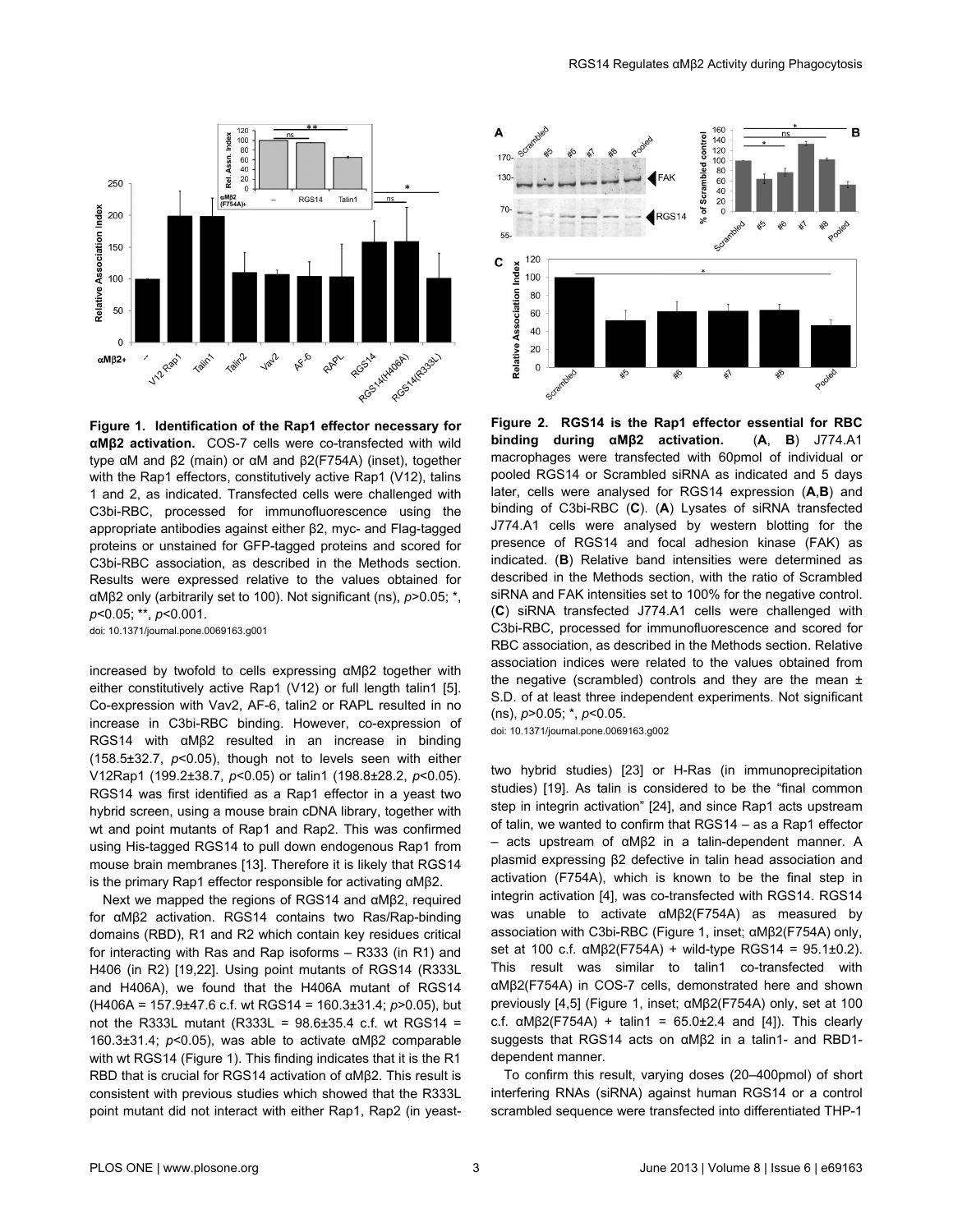**Figure 1. Identification of the Rap1 effector necessary for αMβ2 activation.** COS-7 cells were co-transfected with wild type αM and β2 (main) or αM and β2(F754A) (inset), together with the Rap1 effectors, constitutively active Rap1 (V12), talins 1 and 2, as indicated. Transfected cells were challenged with C3bi-RBC, processed for immunofluorescence using the appropriate antibodies against either β2, myc- and Flag-tagged proteins or unstained for GFP-tagged proteins and scored for C3bi-RBC association, as described in the Methods section. Results were expressed relative to the values obtained for αMβ2 only (arbitrarily set to 100). Not significant (ns), $p>0.05$; *, $p<0.05$; **, $p<0.001$.

doi: 10.1371/journal.pone.0069163.g001

**Figure 2. RGS14 is the Rap1 effector essential for RBC binding during αMβ2 activation.** (**A**, **B**) J774.A1 macrophages were transfected with 60pmol of individual or pooled RGS14 or Scrambled siRNA as indicated and 5 days later, cells were analysed for RGS14 expression (**A**,**B**) and binding of C3bi-RBC (**C**). (**A**) Lysates of siRNA transfected J774.A1 cells were analysed by western blotting for the presence of RGS14 and focal adhesion kinase (FAK) as indicated. (**B**) Relative band intensities were determined as described in the Methods section, with the ratio of Scrambled siRNA and FAK intensities set to 100% for the negative control. (**C**) siRNA transfected J774.A1 cells were challenged with C3bi-RBC, processed for immunofluorescence and scored for RBC association, as described in the Methods section. Relative association indices were related to the values obtained from the negative (scrambled) controls and they are the mean ± S.D. of at least three independent experiments. Not significant (ns), $p>0.05$; *, $p<0.05$.

doi: 10.1371/journal.pone.0069163.g002

increased by twofold to cells expressing αMβ2 together with either constitutively active Rap1 (V12) or full length talin1 [5]. Co-expression with Vav2, AF-6, talin2 or RAPL resulted in no increase in C3bi-RBC binding. However, co-expression of RGS14 with αMβ2 resulted in an increase in binding (158.5±32.7, $p<0.05$), though not to levels seen with either V12Rap1 (199.2±38.7, $p<0.05$) or talin1 (198.8±28.2, $p<0.05$). RGS14 was first identified as a Rap1 effector in a yeast two hybrid screen, using a mouse brain cDNA library, together with wt and point mutants of Rap1 and Rap2. This was confirmed using His-tagged RGS14 to pull down endogenous Rap1 from mouse brain membranes [13]. Therefore it is likely that RGS14 is the primary Rap1 effector responsible for activating αMβ2.

Next we mapped the regions of RGS14 and αMβ2, required for αMβ2 activation. RGS14 contains two Ras/Rap-binding domains (RBD), R1 and R2 which contain key residues critical for interacting with Ras and Rap isoforms – R333 (in R1) and H406 (in R2) [19,22]. Using point mutants of RGS14 (R333L and H406A), we found that the H406A mutant of RGS14 (H406A = 157.9±47.6 c.f. wt RGS14 = 160.3±31.4; $p>0.05$), but not the R333L mutant (R333L = 98.6±35.4 c.f. wt RGS14 = 160.3±31.4; $p<0.05$), was able to activate αMβ2 comparable with wt RGS14 (Figure 1). This finding indicates that it is the R1 RBD that is crucial for RGS14 activation of αMβ2. This result is consistent with previous studies which showed that the R333L point mutant did not interact with either Rap1, Rap2 (in yeast-two hybrid studies) [23] or H-Ras (in immunoprecipitation studies) [19]. As talin is considered to be the "final common step in integrin activation" [24], and since Rap1 acts upstream of talin, we wanted to confirm that RGS14 – as a Rap1 effector – acts upstream of αMβ2 in a talin-dependent manner. A plasmid expressing β2 defective in talin head association and activation (F754A), which is known to be the final step in integrin activation [4], was co-transfected with RGS14. RGS14 was unable to activate αMβ2(F754A) as measured by association with C3bi-RBC (Figure 1, inset; αMβ2(F754A) only, set at 100 c.f. αMβ2(F754A) + wild-type RGS14 = 95.1±0.2). This result was similar to talin1 co-transfected with αMβ2(F754A) in COS-7 cells, demonstrated here and shown previously [4,5] (Figure 1, inset; αMβ2(F754A) only, set at 100 c.f. αMβ2(F754A) + talin1 = 65.0±2.4 and [4]). This clearly suggests that RGS14 acts on αMβ2 in a talin1- and RBD1-dependent manner.

To confirm this result, varying doses (20–400pmol) of short interfering RNAs (siRNA) against human RGS14 or a control scrambled sequence were transfected into differentiated THP-1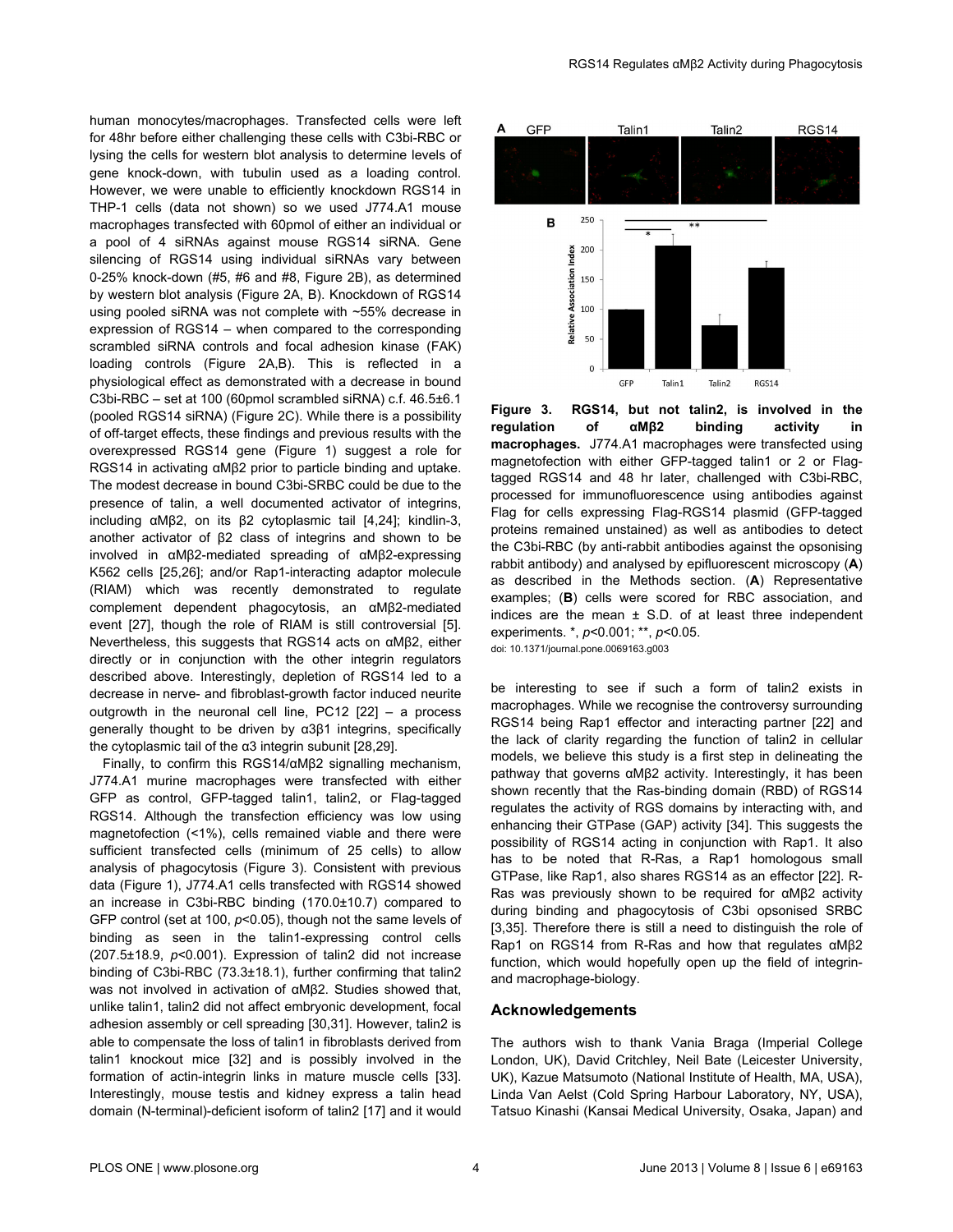human monocytes/macrophages. Transfected cells were left for 48hr before either challenging these cells with C3bi-RBC or lysing the cells for western blot analysis to determine levels of gene knock-down, with tubulin used as a loading control. However, we were unable to efficiently knockdown RGS14 in THP-1 cells (data not shown) so we used J774.A1 mouse macrophages transfected with 60pmol of either an individual or a pool of 4 siRNAs against mouse RGS14 siRNA. Gene silencing of RGS14 using individual siRNAs vary between 0-25% knock-down (#5, #6 and #8, Figure 2B), as determined by western blot analysis (Figure 2A, B). Knockdown of RGS14 using pooled siRNA was not complete with ~55% decrease in expression of RGS14 – when compared to the corresponding scrambled siRNA controls and focal adhesion kinase (FAK) loading controls (Figure 2A,B). This is reflected in a physiological effect as demonstrated with a decrease in bound C3bi-RBC – set at 100 (60pmol scrambled siRNA) c.f. 46.5±6.1 (pooled RGS14 siRNA) (Figure 2C). While there is a possibility of off-target effects, these findings and previous results with the overexpressed RGS14 gene (Figure 1) suggest a role for RGS14 in activating αMβ2 prior to particle binding and uptake. The modest decrease in bound C3bi-SRBC could be due to the presence of talin, a well documented activator of integrins, including αMβ2, on its β2 cytoplasmic tail [4,24]; kindlin-3, another activator of β2 class of integrins and shown to be involved in αMβ2-mediated spreading of αMβ2-expressing K562 cells [25,26]; and/or Rap1-interacting adaptor molecule (RIAM) which was recently demonstrated to regulate complement dependent phagocytosis, an αMβ2-mediated event [27], though the role of RIAM is still controversial [5]. Nevertheless, this suggests that RGS14 acts on αMβ2, either directly or in conjunction with the other integrin regulators described above. Interestingly, depletion of RGS14 led to a decrease in nerve- and fibroblast-growth factor induced neurite outgrowth in the neuronal cell line, PC12 [22] – a process generally thought to be driven by α3β1 integrins, specifically the cytoplasmic tail of the α3 integrin subunit [28,29].

Finally, to confirm this RGS14/αMβ2 signalling mechanism, J774.A1 murine macrophages were transfected with either GFP as control, GFP-tagged talin1, talin2, or Flag-tagged RGS14. Although the transfection efficiency was low using magnetofection (<1%), cells remained viable and there were sufficient transfected cells (minimum of 25 cells) to allow analysis of phagocytosis (Figure 3). Consistent with previous data (Figure 1), J774.A1 cells transfected with RGS14 showed an increase in C3bi-RBC binding (170.0±10.7) compared to GFP control (set at 100, $p$<0.05), though not the same levels of binding as seen in the talin1-expressing control cells (207.5±18.9, $p$<0.001). Expression of talin2 did not increase binding of C3bi-RBC (73.3±18.1), further confirming that talin2 was not involved in activation of αMβ2. Studies showed that, unlike talin1, talin2 did not affect embryonic development, focal adhesion assembly or cell spreading [30,31]. However, talin2 is able to compensate the loss of talin1 in fibroblasts derived from talin1 knockout mice [32] and is possibly involved in the formation of actin-integrin links in mature muscle cells [33]. Interestingly, mouse testis and kidney express a talin head domain (N-terminal)-deficient isoform of talin2 [17] and it would be interesting to see if such a form of talin2 exists in macrophages. While we recognise the controversy surrounding RGS14 being Rap1 effector and interacting partner [22] and the lack of clarity regarding the function of talin2 in cellular models, we believe this study is a first step in delineating the pathway that governs αMβ2 activity. Interestingly, it has been shown recently that the Ras-binding domain (RBD) of RGS14 regulates the activity of RGS domains by interacting with, and enhancing their GTPase (GAP) activity [34]. This suggests the possibility of RGS14 acting in conjunction with Rap1. It also has to be noted that R-Ras, a Rap1 homologous small GTPase, like Rap1, also shares RGS14 as an effector [22]. R-Ras was previously shown to be required for αMβ2 activity during binding and phagocytosis of C3bi opsonised SRBC [3,35]. Therefore there is still a need to distinguish the role of Rap1 on RGS14 from R-Ras and how that regulates αMβ2 function, which would hopefully open up the field of integrin- and macrophage-biology.

**Figure 3. RGS14, but not talin2, is involved in the regulation of αMβ2 binding activity in macrophages.** J774.A1 macrophages were transfected using magnetofection with either GFP-tagged talin1 or 2 or Flag-tagged RGS14 and 48 hr later, challenged with C3bi-RBC, processed for immunofluorescence using antibodies against Flag for cells expressing Flag-RGS14 plasmid (GFP-tagged proteins remained unstained) as well as antibodies to detect the C3bi-RBC (by anti-rabbit antibodies against the opsonising rabbit antibody) and analysed by epifluorescent microscopy (**A**) as described in the Methods section. (**A**) Representative examples; (**B**) cells were scored for RBC association, and indices are the mean ± S.D. of at least three independent experiments. *, $p$<0.001; **, $p$<0.05.
doi: 10.1371/journal.pone.0069163.g003

## Acknowledgements

The authors wish to thank Vania Braga (Imperial College London, UK), David Critchley, Neil Bate (Leicester University, UK), Kazue Matsumoto (National Institute of Health, MA, USA), Linda Van Aelst (Cold Spring Harbour Laboratory, NY, USA), Tatsuo Kinashi (Kansai Medical University, Osaka, Japan) and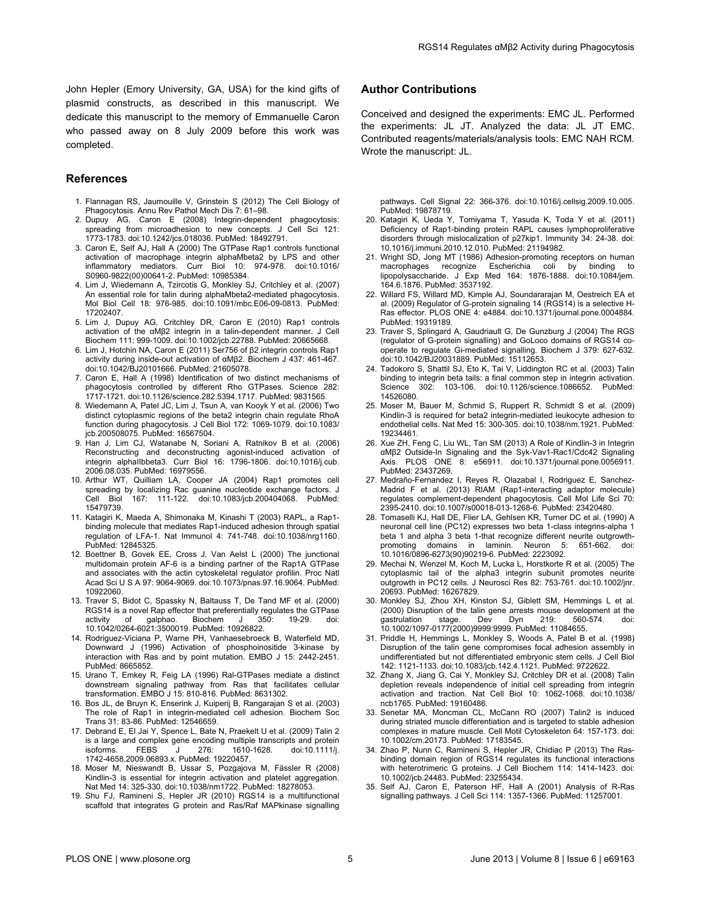John Hepler (Emory University, GA, USA) for the kind gifts of plasmid constructs, as described in this manuscript. We dedicate this manuscript to the memory of Emmanuelle Caron who passed away on 8 July 2009 before this work was completed.

## Author Contributions

Conceived and designed the experiments: EMC JL. Performed the experiments: JL JT. Analyzed the data: JL JT EMC. Contributed reagents/materials/analysis tools: EMC NAH RCM. Wrote the manuscript: JL.

## References

1. Flannagan RS, Jaumouille V, Grinstein S (2012) The Cell Biology of Phagocytosis. Annu Rev Pathol Mech Dis 7: 61–98.
2. Dupuy AG, Caron E (2008) Integrin-dependent phagocytosis: spreading from microadhesion to new concepts. J Cell Sci 121: 1773-1783. doi:10.1242/jcs.018036. PubMed: 18492791.
3. Caron E, Self AJ, Hall A (2000) The GTPase Rap1 controls functional activation of macrophage integrin alphaMbeta2 by LPS and other inflammatory mediators. Curr Biol 10: 974-978. doi:10.1016/S0960-9822(00)00641-2. PubMed: 10985384.
4. Lim J, Wiedemann A, Tzircotis G, Monkley SJ, Critchley et al. (2007) An essential role for talin during alphaMbeta2-mediated phagocytosis. Mol Biol Cell 18: 976-985. doi:10.1091/mbc.E06-09-0813. PubMed: 17202407.
5. Lim J, Dupuy AG, Critchley DR, Caron E (2010) Rap1 controls activation of the αMβ2 integrin in a talin-dependent manner. J Cell Biochem 111: 999-1009. doi:10.1002/jcb.22788. PubMed: 20665668.
6. Lim J, Hotchin NA, Caron E (2011) Ser756 of β2 integrin controls Rap1 activity during inside-out activation of αMβ2. Biochem J 437: 461-467. doi:10.1042/BJ20101666. PubMed: 21605078.
7. Caron E, Hall A (1998) Identification of two distinct mechanisms of phagocytosis controlled by different Rho GTPases. Science 282: 1717-1721. doi:10.1126/science.282.5394.1717. PubMed: 9831565.
8. Wiedemann A, Patel JC, Lim J, Tsun A, van Kooyk Y et al. (2006) Two distinct cytoplasmic regions of the beta2 integrin chain regulate RhoA function during phagocytosis. J Cell Biol 172: 1069-1079. doi:10.1083/jcb.200508075. PubMed: 16567504.
9. Han J, Lim CJ, Watanabe N, Soriani A, Ratnikov B et al. (2006) Reconstructing and deconstructing agonist-induced activation of integrin alphaIIbbeta3. Curr Biol 16: 1796-1806. doi:10.1016/j.cub.2006.08.035. PubMed: 16979556.
10. Arthur WT, Quilliam LA, Cooper JA (2004) Rap1 promotes cell spreading by localizing Rac guanine nucleotide exchange factors. J Cell Biol 167: 111-122. doi:10.1083/jcb.200404068. PubMed: 15479739.
11. Katagiri K, Maeda A, Shimonaka M, Kinashi T (2003) RAPL, a Rap1-binding molecule that mediates Rap1-induced adhesion through spatial regulation of LFA-1. Nat Immunol 4: 741-748. doi:10.1038/nrg1160. PubMed: 12845325.
12. Boettner B, Govek EE, Cross J, Van Aelst L (2000) The junctional multidomain protein AF-6 is a binding partner of the Rap1A GTPase and associates with the actin cytoskeletal regulator profilin. Proc Natl Acad Sci U S A 97: 9064-9069. doi:10.1073/pnas.97.16.9064. PubMed: 10922060.
13. Traver S, Bidot C, Spassky N, Baltauss T, De Tand MF et al. (2000) RGS14 is a novel Rap effector that preferentially regulates the GTPase activity of galphao. Biochem J 350: 19-29. doi:10.1042/0264-6021:3500019. PubMed: 10926822.
14. Rodriguez-Viciana P, Warne PH, Vanhaesebroeck B, Waterfield MD, Downward J (1996) Activation of phosphoinositide 3-kinase by interaction with Ras and by point mutation. EMBO J 15: 2442-2451. PubMed: 8665852.
15. Urano T, Emkey R, Feig LA (1996) Ral-GTPases mediate a distinct downstream signaling pathway from Ras that facilitates cellular transformation. EMBO J 15: 810-816. PubMed: 8631302.
16. Bos JL, de Bruyn K, Enserink J, Kuiperij B, Rangarajan S et al. (2003) The role of Rap1 in integrin-mediated cell adhesion. Biochem Soc Trans 31: 83-86. PubMed: 12546659.
17. Debrand E, El Jai Y, Spence L, Bate N, Praekelt U et al. (2009) Talin 2 is a large and complex gene encoding multiple transcripts and protein isoforms. FEBS J 276: 1610-1628. doi:10.1111/j.1742-4658.2009.06893.x. PubMed: 19220457.
18. Moser M, Nieswandt B, Ussar S, Pozgajova M, Fässler R (2008) Kindlin-3 is essential for integrin activation and platelet aggregation. Nat Med 14: 325-330. doi:10.1038/nm1722. PubMed: 18278053.
19. Shu FJ, Ramineni S, Hepler JR (2010) RGS14 is a multifunctional scaffold that integrates G protein and Ras/Raf MAPkinase signalling pathways. Cell Signal 22: 366-376. doi:10.1016/j.cellsig.2009.10.005. PubMed: 19878719.
20. Katagiri K, Ueda Y, Tomiyama T, Yasuda K, Toda Y et al. (2011) Deficiency of Rap1-binding protein RAPL causes lymphoproliferative disorders through mislocalization of p27kip1. Immunity 34: 24-38. doi:10.1016/j.immuni.2010.12.010. PubMed: 21194982.
21. Wright SD, Jong MT (1986) Adhesion-promoting receptors on human macrophages recognize Escherichia coli by binding to lipopolysaccharide. J Exp Med 164: 1876-1888. doi:10.1084/jem.164.6.1876. PubMed: 3537192.
22. Willard FS, Willard MD, Kimple AJ, Soundararajan M, Oestreich EA et al. (2009) Regulator of G-protein signaling 14 (RGS14) is a selective H-Ras effector. PLOS ONE 4: e4884. doi:10.1371/journal.pone.0004884. PubMed: 19319189.
23. Traver S, Splingard A, Gaudriault G, De Gunzburg J (2004) The RGS (regulator of G-protein signalling) and GoLoco domains of RGS14 co-operate to regulate Gi-mediated signalling. Biochem J 379: 627-632. doi:10.1042/BJ20031889. PubMed: 15112653.
24. Tadokoro S, Shattil SJ, Eto K, Tai V, Liddington RC et al. (2003) Talin binding to integrin beta tails: a final common step in integrin activation. Science 302: 103-106. doi:10.1126/science.1086652. PubMed: 14526080.
25. Moser M, Bauer M, Schmid S, Ruppert R, Schmidt S et al. (2009) Kindlin-3 is required for beta2 integrin-mediated leukocyte adhesion to endothelial cells. Nat Med 15: 300-305. doi:10.1038/nm.1921. PubMed: 19234461.
26. Xue ZH, Feng C, Liu WL, Tan SM (2013) A Role of Kindlin-3 in Integrin αMβ2 Outside-In Signaling and the Syk-Vav1-Rac1/Cdc42 Signaling Axis. PLOS ONE 8: e56911. doi:10.1371/journal.pone.0056911. PubMed: 23437269.
27. Medraño-Fernandez I, Reyes R, Olazabal I, Rodriguez E, Sanchez-Madrid F et al. (2013) RIAM (Rap1-interacting adaptor molecule) regulates complement-dependent phagocytosis. Cell Mol Life Sci 70: 2395-2410. doi:10.1007/s00018-013-1268-6. PubMed: 23420480.
28. Tomaselli KJ, Hall DE, Flier LA, Gehlsen KR, Turner DC et al. (1990) A neuronal cell line (PC12) expresses two beta 1-class integrins-alpha 1 beta 1 and alpha 3 beta 1-that recognize different neurite outgrowth-promoting domains in laminin. Neuron 5: 651-662. doi:10.1016/0896-6273(90)90219-6. PubMed: 2223092.
29. Mechai N, Wenzel M, Koch M, Lucka L, Horstkorte R et al. (2005) The cytoplasmic tail of the alpha3 integrin subunit promotes neurite outgrowth in PC12 cells. J Neurosci Res 82: 753-761. doi:10.1002/jnr.20693. PubMed: 16267829.
30. Monkley SJ, Zhou XH, Kinston SJ, Giblett SM, Hemmings L et al. (2000) Disruption of the talin gene arrests mouse development at the gastrulation stage. Dev Dyn 219: 560-574. doi:10.1002/1097-0177(2000)9999:9999. PubMed: 11084655.
31. Priddle H, Hemmings L, Monkley S, Woods A, Patel B et al. (1998) Disruption of the talin gene compromises focal adhesion assembly in undifferentiated but not differentiated embryonic stem cells. J Cell Biol 142: 1121-1133. doi:10.1083/jcb.142.4.1121. PubMed: 9722622.
32. Zhang X, Jiang G, Cai Y, Monkley SJ, Critchley DR et al. (2008) Talin depletion reveals independence of initial cell spreading from integrin activation and traction. Nat Cell Biol 10: 1062-1068. doi:10.1038/ncb1765. PubMed: 19160486.
33. Senetar MA, Moncman CL, McCann RO (2007) Talin2 is induced during striated muscle differentiation and is targeted to stable adhesion complexes in mature muscle. Cell Motil Cytoskeleton 64: 157-173. doi:10.1002/cm.20173. PubMed: 17183545.
34. Zhao P, Nunn C, Ramineni S, Hepler JR, Chidiac P (2013) The Ras-binding domain region of RGS14 regulates its functional interactions with heterotrimeric G proteins. J Cell Biochem 114: 1414-1423. doi:10.1002/jcb.24483. PubMed: 23255434.
35. Self AJ, Caron E, Paterson HF, Hall A (2001) Analysis of R-Ras signalling pathways. J Cell Sci 114: 1357-1366. PubMed: 11257001.